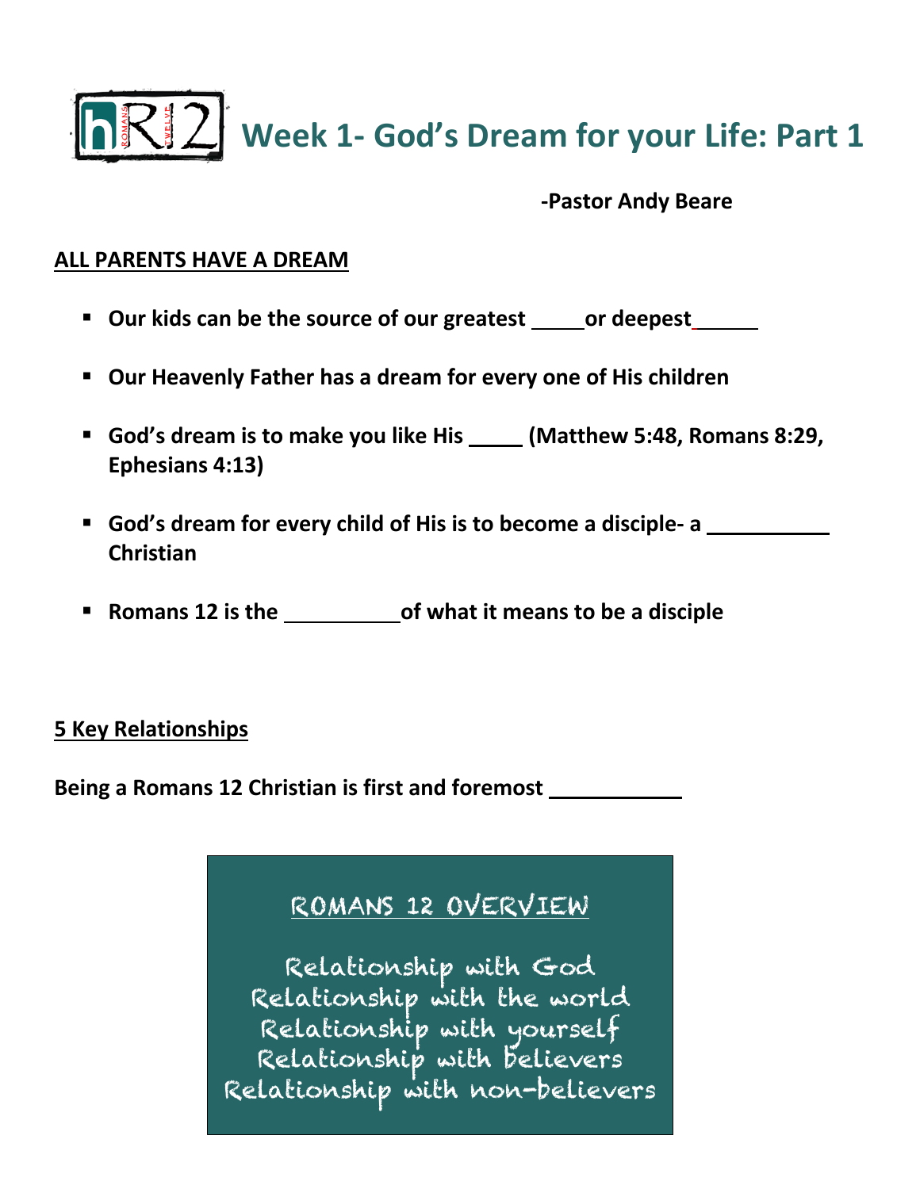# Week 1- God's Dream for your Life: Part 1

**-Pastor Andy Beare**

**ALL PARENTS HAVE A DREAM**

- **Our kids can be the source of our greatest _____ or deepest ______**
- **Our Heavenly Father has a dream for every one of His children**
- **God's dream is to make you like His _____ (Matthew 5:48, Romans 8:29, Ephesians 4:13)**
- **God's dream for every child of His is to become a disciple- a ___________ Christian**
- **Romans 12 is the ___________ of what it means to be a disciple**

**5 Key Relationships**

**Being a Romans 12 Christian is first and foremost ____________**

ROMANS 12 OVERVIEW

Relationship with God
Relationship with the world
Relationship with yourself
Relationship with believers
Relationship with non-believers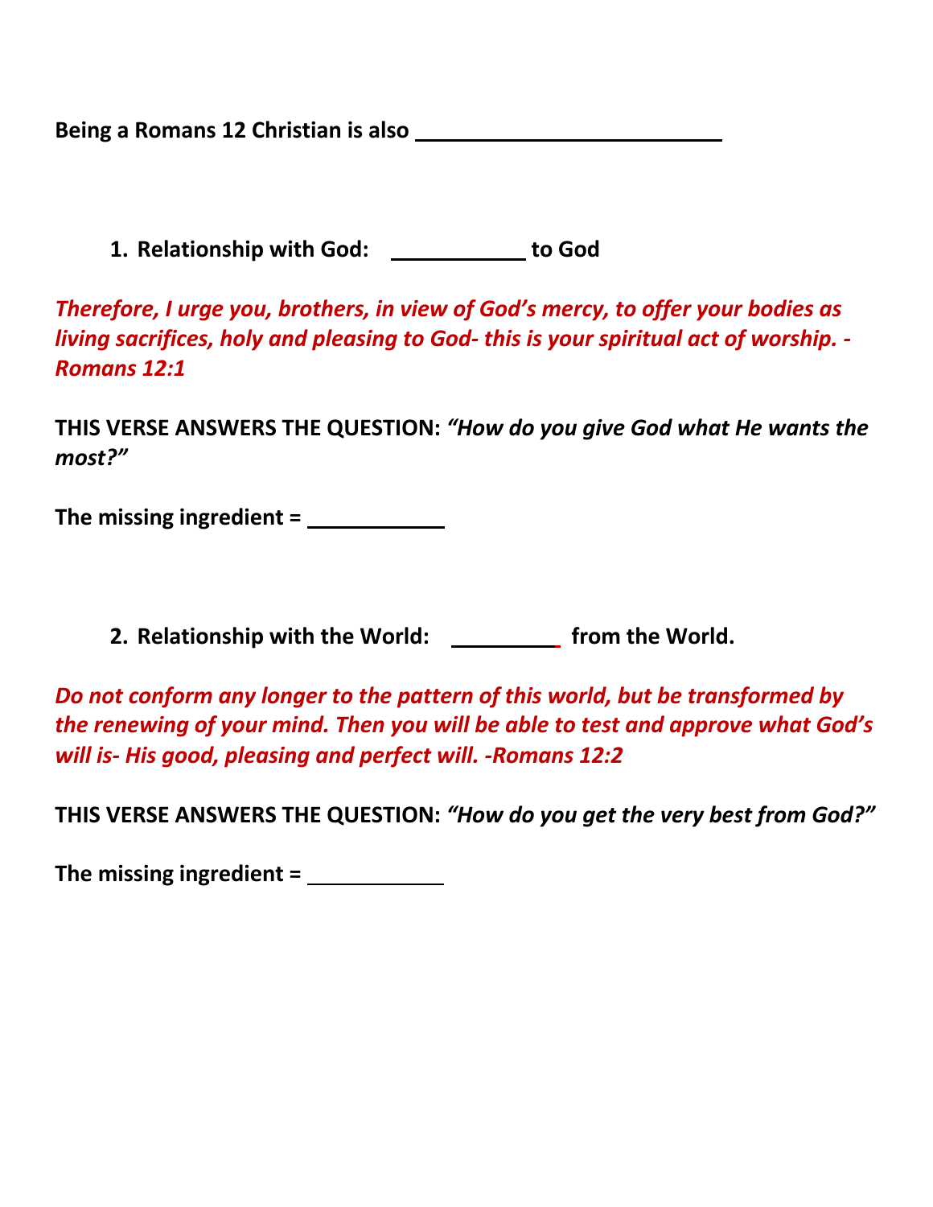**Being a Romans 12 Christian is also \_\_\_\_\_\_\_\_\_\_\_\_\_\_\_\_\_\_\_\_\_\_\_\_\_\_**

1. **Relationship with God: \_\_\_\_\_\_\_\_\_\_\_\_ to God**

***Therefore, I urge you, brothers, in view of God's mercy, to offer your bodies as living sacrifices, holy and pleasing to God- this is your spiritual act of worship. -Romans 12:1***

**THIS VERSE ANSWERS THE QUESTION:** ***"How do you give God what He wants the most?"***

**The missing ingredient = \_\_\_\_\_\_\_\_\_\_\_\_**

2. **Relationship with the World: \_\_\_\_\_\_\_\_\_\_ from the World.**

***Do not conform any longer to the pattern of this world, but be transformed by the renewing of your mind. Then you will be able to test and approve what God's will is- His good, pleasing and perfect will. -Romans 12:2***

**THIS VERSE ANSWERS THE QUESTION:** ***"How do you get the very best from God?"***

**The missing ingredient = \_\_\_\_\_\_\_\_\_\_\_\_**